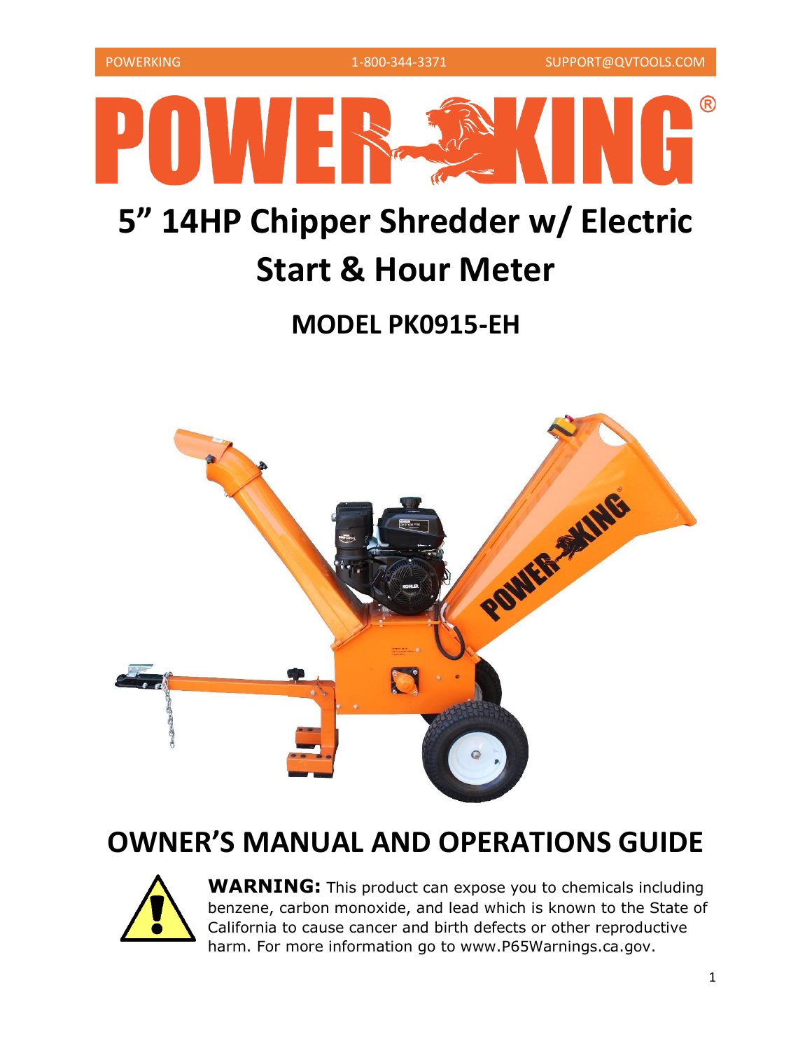# POWER KING®

# 5" 14HP Chipper Shredder w/ Electric Start & Hour Meter

## MODEL PK0915-EH

## OWNER'S MANUAL AND OPERATIONS GUIDE

**WARNING:** This product can expose you to chemicals including benzene, carbon monoxide, and lead which is known to the State of California to cause cancer and birth defects or other reproductive harm. For more information go to www.P65Warnings.ca.gov.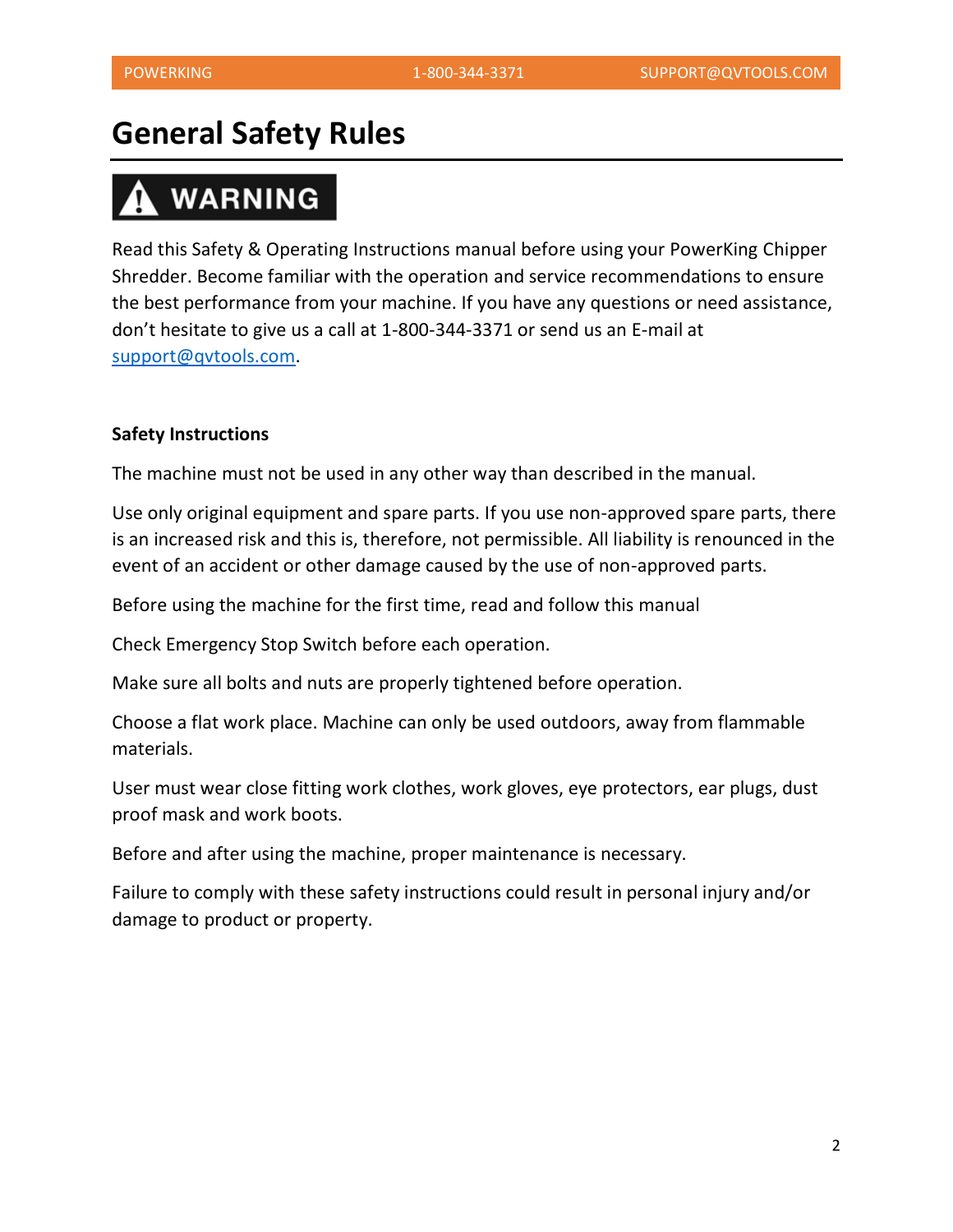# General Safety Rules

**⚠ WARNING**

Read this Safety & Operating Instructions manual before using your PowerKing Chipper Shredder. Become familiar with the operation and service recommendations to ensure the best performance from your machine. If you have any questions or need assistance, don't hesitate to give us a call at 1-800-344-3371 or send us an E-mail at support@qvtools.com.

**Safety Instructions**

The machine must not be used in any other way than described in the manual.

Use only original equipment and spare parts. If you use non-approved spare parts, there is an increased risk and this is, therefore, not permissible. All liability is renounced in the event of an accident or other damage caused by the use of non-approved parts.

Before using the machine for the first time, read and follow this manual

Check Emergency Stop Switch before each operation.

Make sure all bolts and nuts are properly tightened before operation.

Choose a flat work place. Machine can only be used outdoors, away from flammable materials.

User must wear close fitting work clothes, work gloves, eye protectors, ear plugs, dust proof mask and work boots.

Before and after using the machine, proper maintenance is necessary.

Failure to comply with these safety instructions could result in personal injury and/or damage to product or property.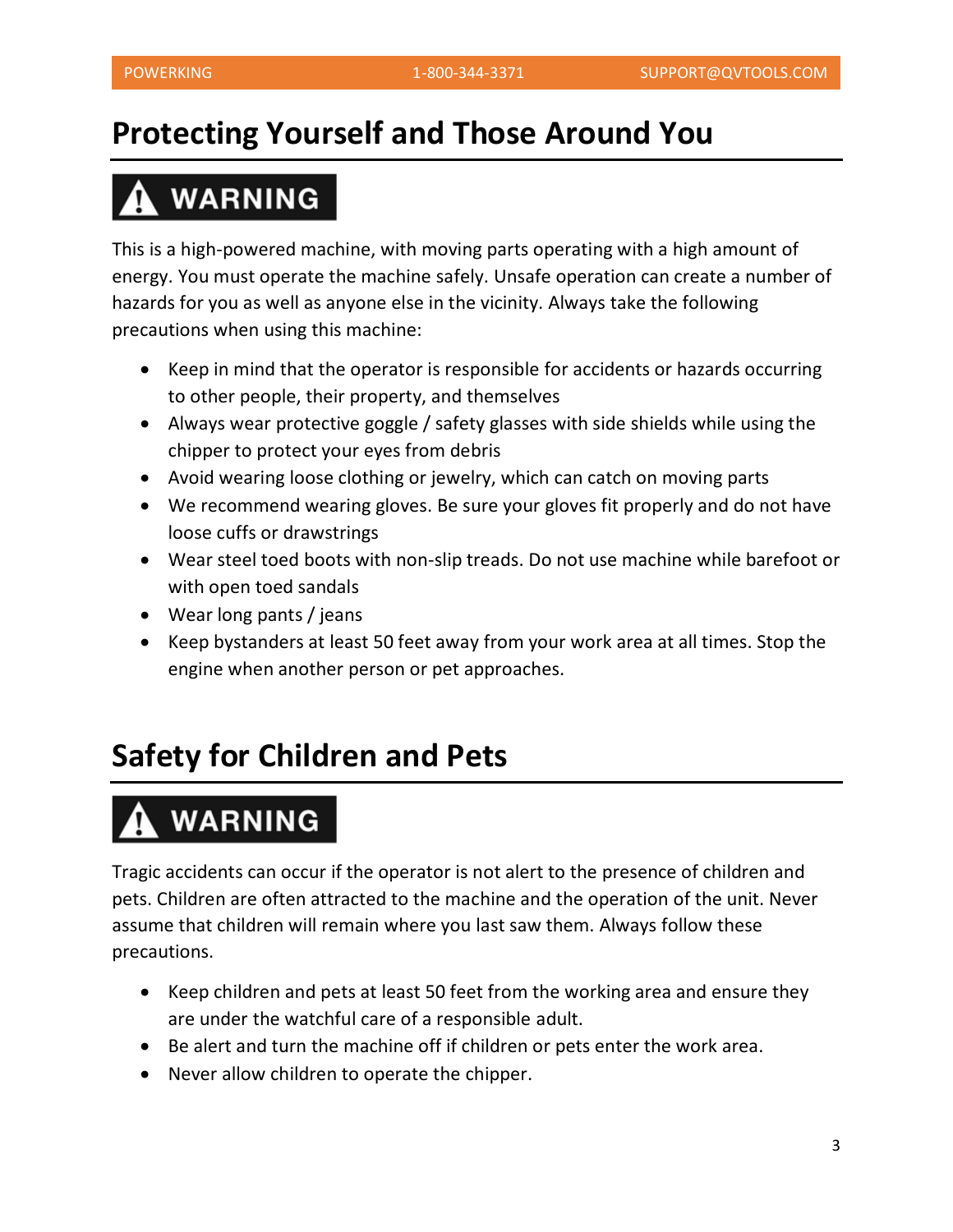## Protecting Yourself and Those Around You

**⚠ WARNING**

This is a high-powered machine, with moving parts operating with a high amount of energy. You must operate the machine safely. Unsafe operation can create a number of hazards for you as well as anyone else in the vicinity. Always take the following precautions when using this machine:

- Keep in mind that the operator is responsible for accidents or hazards occurring to other people, their property, and themselves
- Always wear protective goggle / safety glasses with side shields while using the chipper to protect your eyes from debris
- Avoid wearing loose clothing or jewelry, which can catch on moving parts
- We recommend wearing gloves. Be sure your gloves fit properly and do not have loose cuffs or drawstrings
- Wear steel toed boots with non-slip treads. Do not use machine while barefoot or with open toed sandals
- Wear long pants / jeans
- Keep bystanders at least 50 feet away from your work area at all times. Stop the engine when another person or pet approaches.

## Safety for Children and Pets

**⚠ WARNING**

Tragic accidents can occur if the operator is not alert to the presence of children and pets. Children are often attracted to the machine and the operation of the unit. Never assume that children will remain where you last saw them. Always follow these precautions.

- Keep children and pets at least 50 feet from the working area and ensure they are under the watchful care of a responsible adult.
- Be alert and turn the machine off if children or pets enter the work area.
- Never allow children to operate the chipper.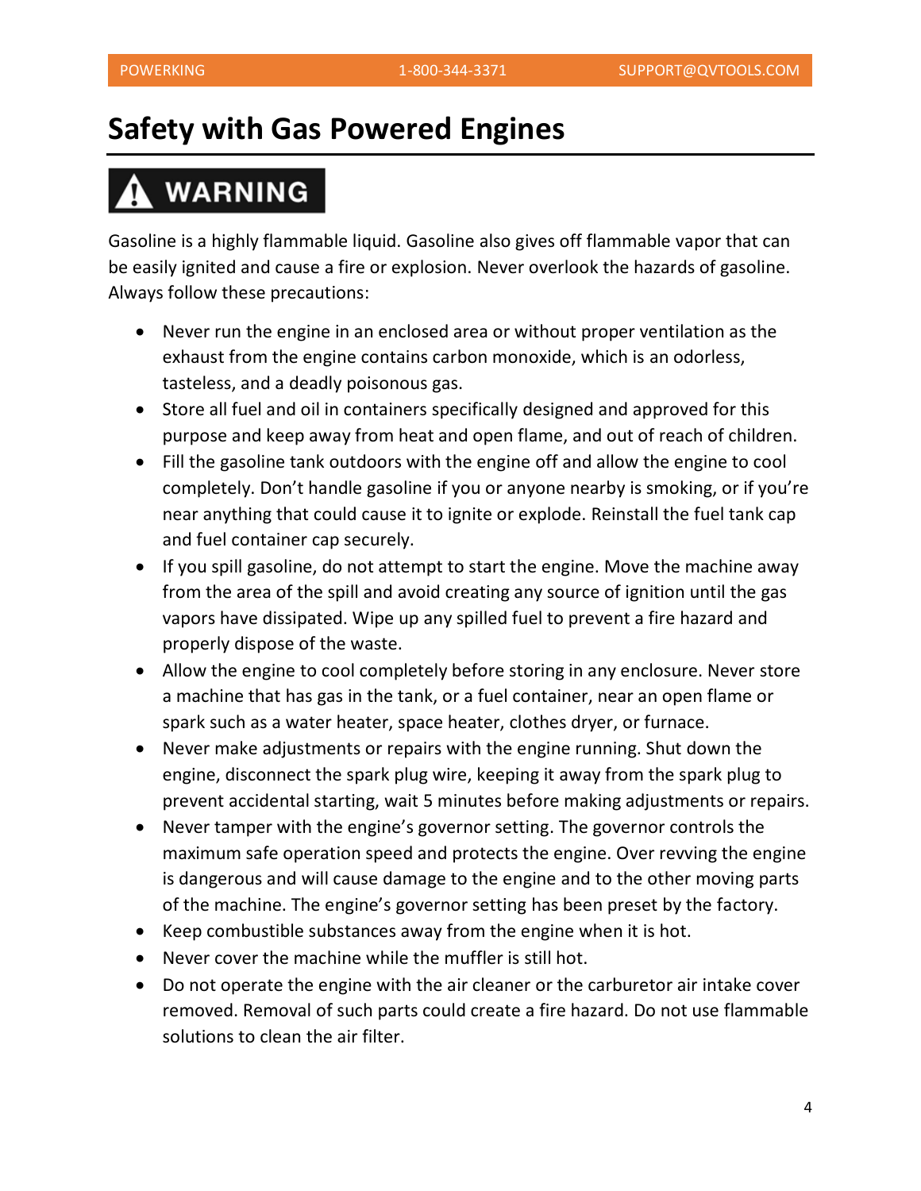# Safety with Gas Powered Engines

**⚠ WARNING**

Gasoline is a highly flammable liquid. Gasoline also gives off flammable vapor that can be easily ignited and cause a fire or explosion. Never overlook the hazards of gasoline. Always follow these precautions:

- Never run the engine in an enclosed area or without proper ventilation as the exhaust from the engine contains carbon monoxide, which is an odorless, tasteless, and a deadly poisonous gas.
- Store all fuel and oil in containers specifically designed and approved for this purpose and keep away from heat and open flame, and out of reach of children.
- Fill the gasoline tank outdoors with the engine off and allow the engine to cool completely. Don't handle gasoline if you or anyone nearby is smoking, or if you're near anything that could cause it to ignite or explode. Reinstall the fuel tank cap and fuel container cap securely.
- If you spill gasoline, do not attempt to start the engine. Move the machine away from the area of the spill and avoid creating any source of ignition until the gas vapors have dissipated. Wipe up any spilled fuel to prevent a fire hazard and properly dispose of the waste.
- Allow the engine to cool completely before storing in any enclosure. Never store a machine that has gas in the tank, or a fuel container, near an open flame or spark such as a water heater, space heater, clothes dryer, or furnace.
- Never make adjustments or repairs with the engine running. Shut down the engine, disconnect the spark plug wire, keeping it away from the spark plug to prevent accidental starting, wait 5 minutes before making adjustments or repairs.
- Never tamper with the engine's governor setting. The governor controls the maximum safe operation speed and protects the engine. Over revving the engine is dangerous and will cause damage to the engine and to the other moving parts of the machine. The engine's governor setting has been preset by the factory.
- Keep combustible substances away from the engine when it is hot.
- Never cover the machine while the muffler is still hot.
- Do not operate the engine with the air cleaner or the carburetor air intake cover removed. Removal of such parts could create a fire hazard. Do not use flammable solutions to clean the air filter.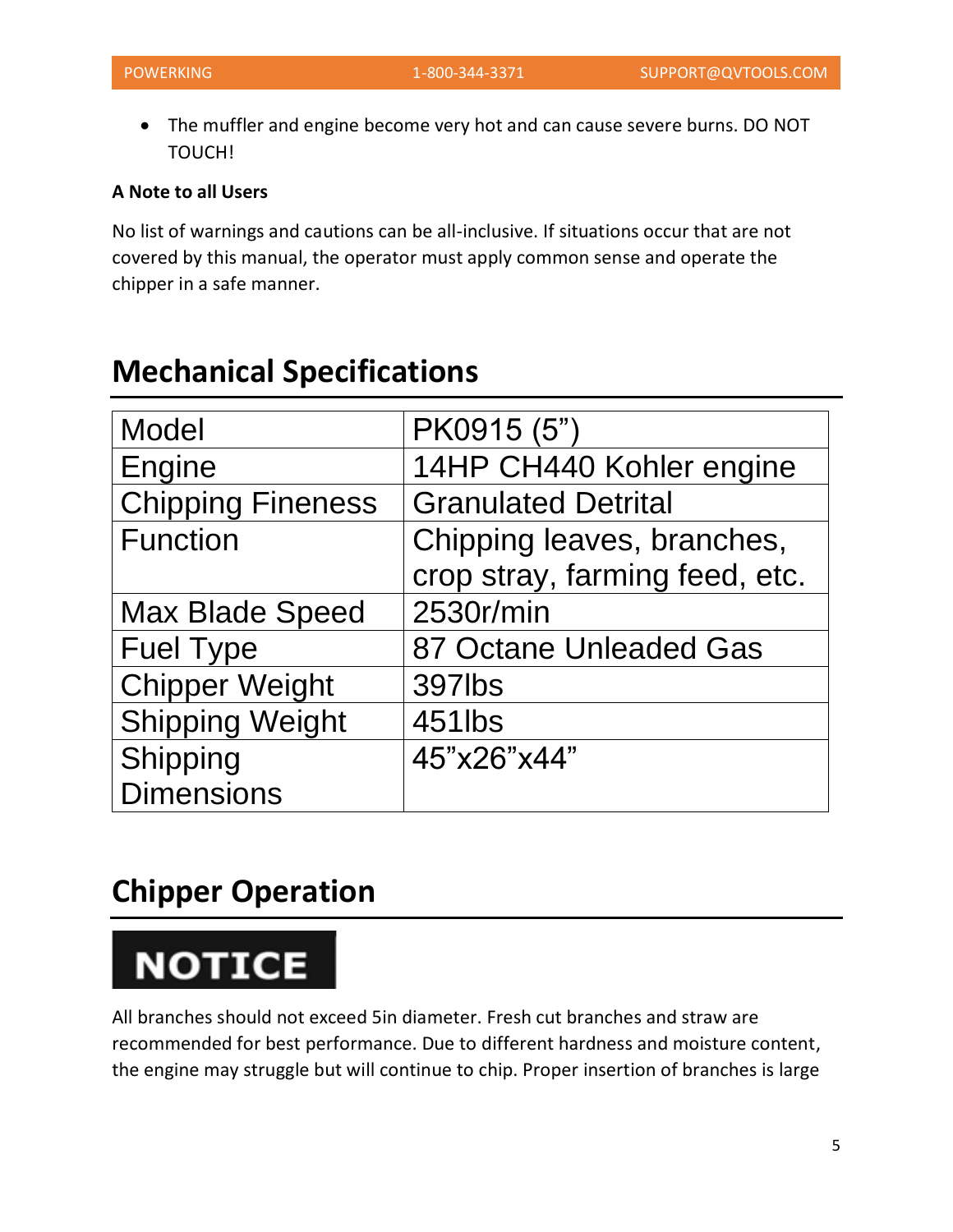- The muffler and engine become very hot and can cause severe burns. DO NOT TOUCH!

**A Note to all Users**

No list of warnings and cautions can be all-inclusive. If situations occur that are not covered by this manual, the operator must apply common sense and operate the chipper in a safe manner.

## Mechanical Specifications

| Model | PK0915 (5”) |
|---|---|
| Engine | 14HP CH440 Kohler engine |
| Chipping Fineness | Granulated Detrital |
| Function | Chipping leaves, branches, crop stray, farming feed, etc. |
| Max Blade Speed | 2530r/min |
| Fuel Type | 87 Octane Unleaded Gas |
| Chipper Weight | 397lbs |
| Shipping Weight | 451lbs |
| Shipping Dimensions | 45”x26”x44” |

## Chipper Operation

**NOTICE**

All branches should not exceed 5in diameter. Fresh cut branches and straw are recommended for best performance. Due to different hardness and moisture content, the engine may struggle but will continue to chip. Proper insertion of branches is large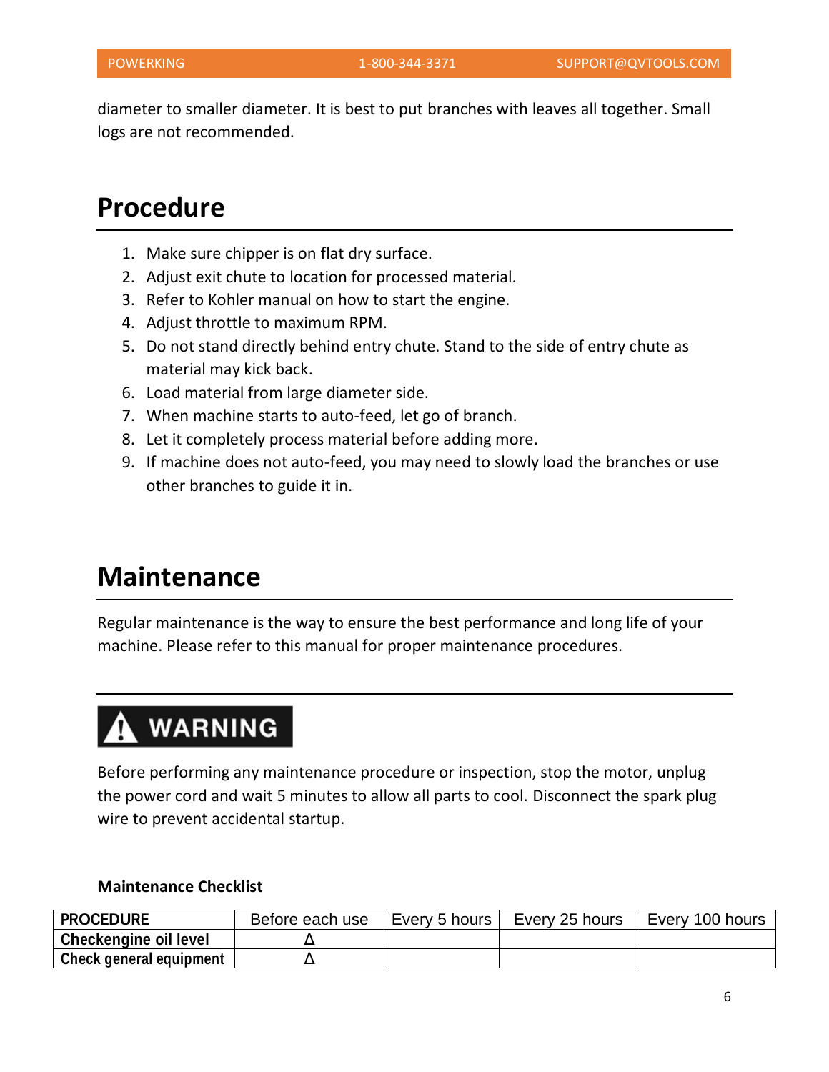diameter to smaller diameter. It is best to put branches with leaves all together. Small logs are not recommended.

# Procedure

1. Make sure chipper is on flat dry surface.
2. Adjust exit chute to location for processed material.
3. Refer to Kohler manual on how to start the engine.
4. Adjust throttle to maximum RPM.
5. Do not stand directly behind entry chute. Stand to the side of entry chute as material may kick back.
6. Load material from large diameter side.
7. When machine starts to auto-feed, let go of branch.
8. Let it completely process material before adding more.
9. If machine does not auto-feed, you may need to slowly load the branches or use other branches to guide it in.

# Maintenance

Regular maintenance is the way to ensure the best performance and long life of your machine. Please refer to this manual for proper maintenance procedures.

**⚠ WARNING**

Before performing any maintenance procedure or inspection, stop the motor, unplug the power cord and wait 5 minutes to allow all parts to cool. Disconnect the spark plug wire to prevent accidental startup.

**Maintenance Checklist**

| PROCEDURE | Before each use | Every 5 hours | Every 25 hours | Every 100 hours |
| --- | --- | --- | --- | --- |
| Checkengine oil level | Δ | | | |
| Check general equipment | Δ | | | |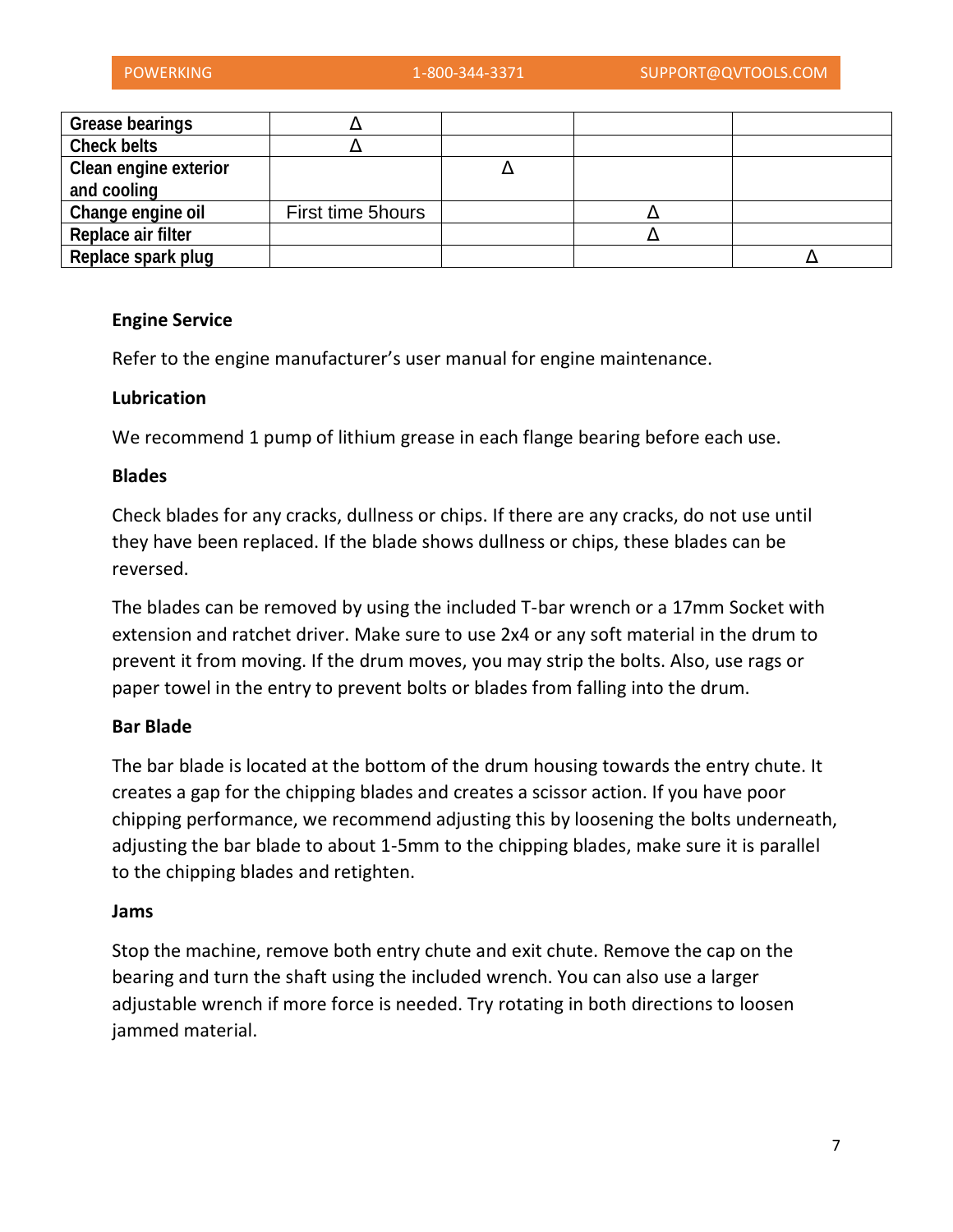| | | | | |
|---|---|---|---|---|
| **Grease bearings** | Δ | | | |
| **Check belts** | Δ | | | |
| **Clean engine exterior and cooling** | | Δ | | |
| **Change engine oil** | First time 5hours | | Δ | |
| **Replace air filter** | | | Δ | |
| **Replace spark plug** | | | | Δ |

**Engine Service**

Refer to the engine manufacturer's user manual for engine maintenance.

**Lubrication**

We recommend 1 pump of lithium grease in each flange bearing before each use.

**Blades**

Check blades for any cracks, dullness or chips. If there are any cracks, do not use until they have been replaced. If the blade shows dullness or chips, these blades can be reversed.

The blades can be removed by using the included T-bar wrench or a 17mm Socket with extension and ratchet driver. Make sure to use 2x4 or any soft material in the drum to prevent it from moving. If the drum moves, you may strip the bolts. Also, use rags or paper towel in the entry to prevent bolts or blades from falling into the drum.

**Bar Blade**

The bar blade is located at the bottom of the drum housing towards the entry chute. It creates a gap for the chipping blades and creates a scissor action. If you have poor chipping performance, we recommend adjusting this by loosening the bolts underneath, adjusting the bar blade to about 1-5mm to the chipping blades, make sure it is parallel to the chipping blades and retighten.

**Jams**

Stop the machine, remove both entry chute and exit chute. Remove the cap on the bearing and turn the shaft using the included wrench. You can also use a larger adjustable wrench if more force is needed. Try rotating in both directions to loosen jammed material.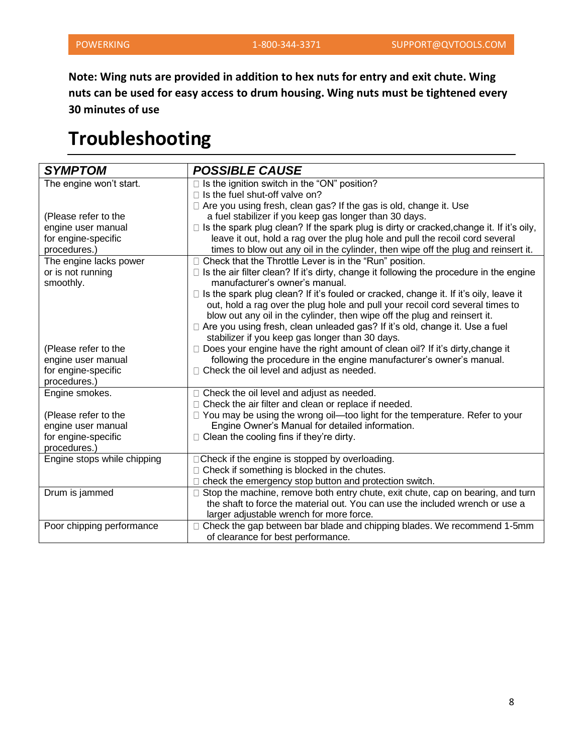**Note: Wing nuts are provided in addition to hex nuts for entry and exit chute. Wing nuts can be used for easy access to drum housing. Wing nuts must be tightened every 30 minutes of use**

# Troubleshooting

| ***SYMPTOM*** | ***POSSIBLE CAUSE*** |
|---|---|
| The engine won't start.<br><br>(Please refer to the engine user manual for engine-specific procedures.) | □ Is the ignition switch in the "ON" position?<br>□ Is the fuel shut-off valve on?<br>□ Are you using fresh, clean gas? If the gas is old, change it. Use a fuel stabilizer if you keep gas longer than 30 days.<br>□ Is the spark plug clean? If the spark plug is dirty or cracked,change it. If it's oily, leave it out, hold a rag over the plug hole and pull the recoil cord several times to blow out any oil in the cylinder, then wipe off the plug and reinsert it. |
| The engine lacks power or is not running smoothly.<br><br>(Please refer to the engine user manual for engine-specific procedures.) | □ Check that the Throttle Lever is in the "Run" position.<br>□ Is the air filter clean? If it's dirty, change it following the procedure in the engine manufacturer's owner's manual.<br>□ Is the spark plug clean? If it's fouled or cracked, change it. If it's oily, leave it out, hold a rag over the plug hole and pull your recoil cord several times to blow out any oil in the cylinder, then wipe off the plug and reinsert it.<br>□ Are you using fresh, clean unleaded gas? If it's old, change it. Use a fuel stabilizer if you keep gas longer than 30 days.<br>□ Does your engine have the right amount of clean oil? If it's dirty,change it following the procedure in the engine manufacturer's owner's manual.<br>□ Check the oil level and adjust as needed. |
| Engine smokes.<br><br>(Please refer to the engine user manual for engine-specific procedures.) | □ Check the oil level and adjust as needed.<br>□ Check the air filter and clean or replace if needed.<br>□ You may be using the wrong oil—too light for the temperature. Refer to your Engine Owner's Manual for detailed information.<br>□ Clean the cooling fins if they're dirty. |
| Engine stops while chipping | □Check if the engine is stopped by overloading.<br>□ Check if something is blocked in the chutes.<br>□ check the emergency stop button and protection switch. |
| Drum is jammed | □ Stop the machine, remove both entry chute, exit chute, cap on bearing, and turn the shaft to force the material out. You can use the included wrench or use a larger adjustable wrench for more force. |
| Poor chipping performance | □ Check the gap between bar blade and chipping blades. We recommend 1-5mm of clearance for best performance. |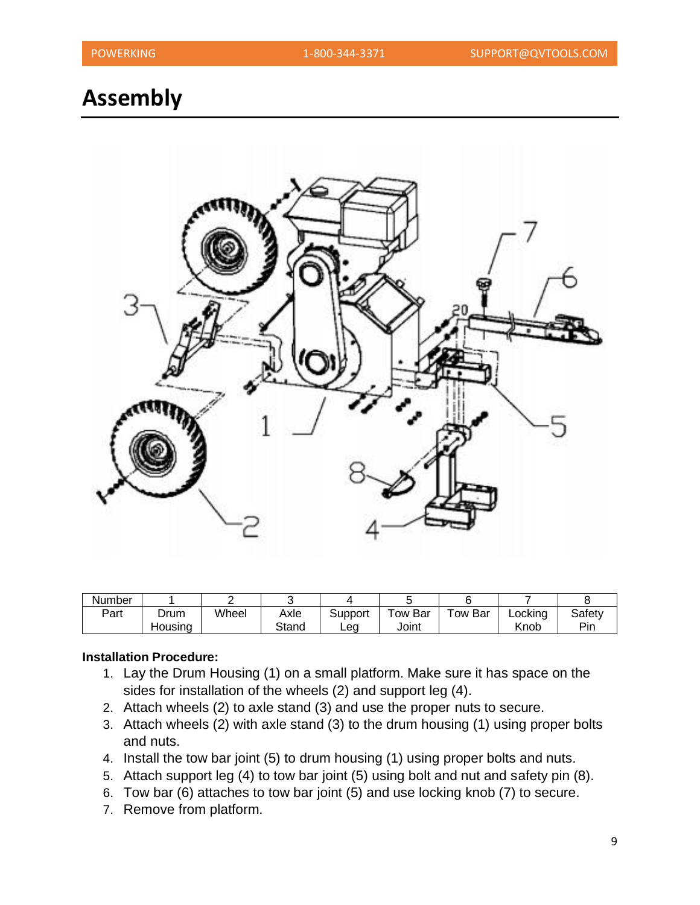# Assembly

| Number | 1 | 2 | 3 | 4 | 5 | 6 | 7 | 8 |
|---|---|---|---|---|---|---|---|---|
| Part | Drum Housing | Wheel | Axle Stand | Support Leg | Tow Bar Joint | Tow Bar | Locking Knob | Safety Pin |

**Installation Procedure:**

1. Lay the Drum Housing (1) on a small platform. Make sure it has space on the sides for installation of the wheels (2) and support leg (4).
2. Attach wheels (2) to axle stand (3) and use the proper nuts to secure.
3. Attach wheels (2) with axle stand (3) to the drum housing (1) using proper bolts and nuts.
4. Install the tow bar joint (5) to drum housing (1) using proper bolts and nuts.
5. Attach support leg (4) to tow bar joint (5) using bolt and nut and safety pin (8).
6. Tow bar (6) attaches to tow bar joint (5) and use locking knob (7) to secure.
7. Remove from platform.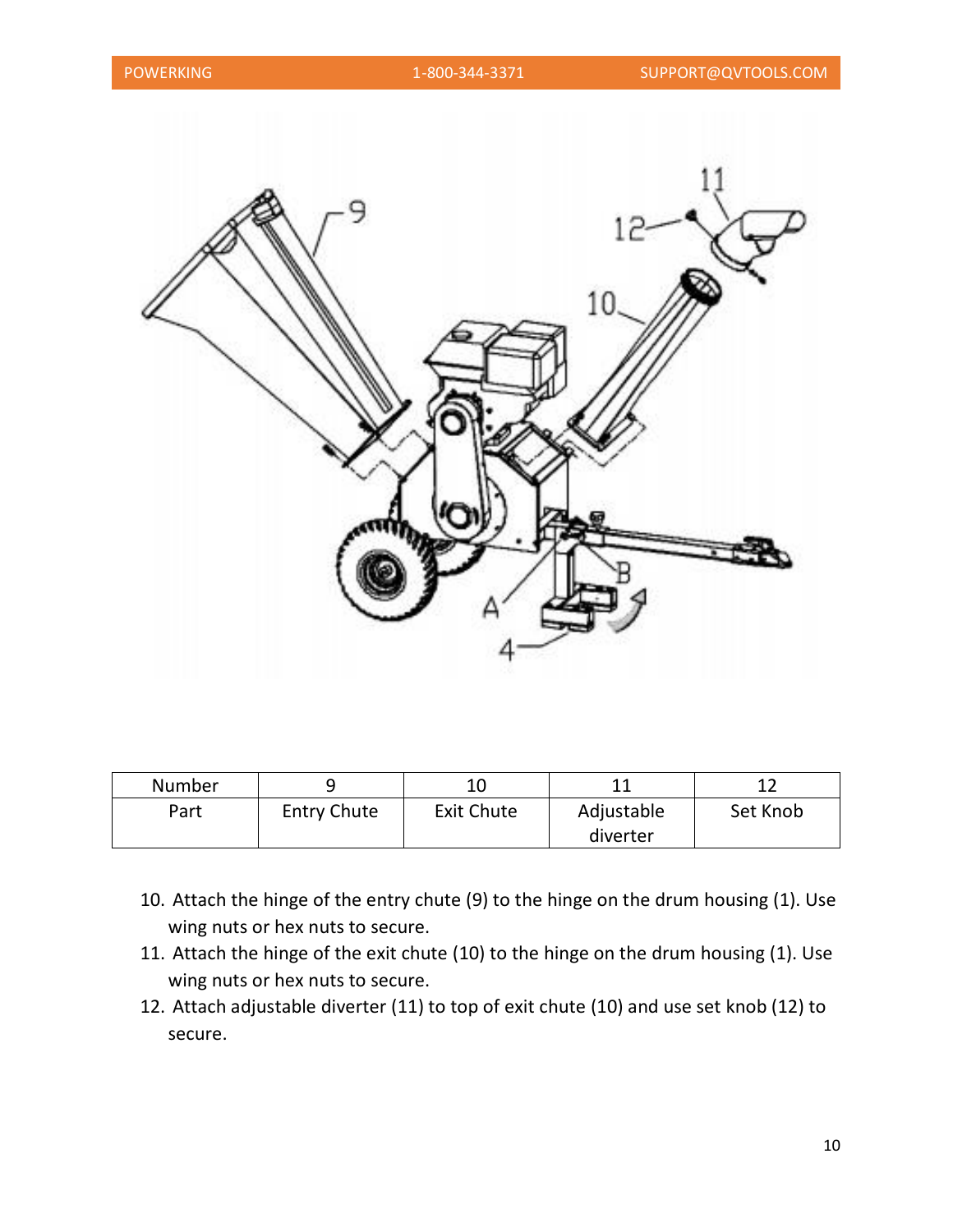| Number | 9 | 10 | 11 | 12 |
|---|---|---|---|---|
| Part | Entry Chute | Exit Chute | Adjustable diverter | Set Knob |

10. Attach the hinge of the entry chute (9) to the hinge on the drum housing (1). Use wing nuts or hex nuts to secure.
11. Attach the hinge of the exit chute (10) to the hinge on the drum housing (1). Use wing nuts or hex nuts to secure.
12. Attach adjustable diverter (11) to top of exit chute (10) and use set knob (12) to secure.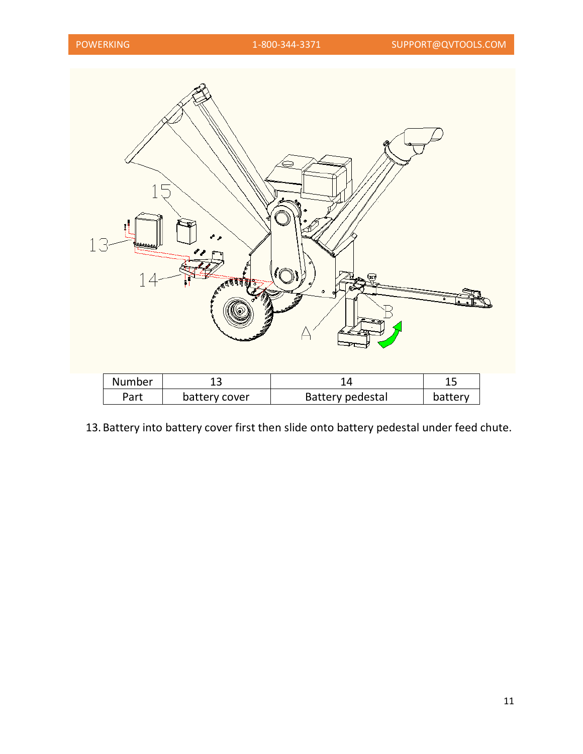| Number | 13 | 14 | 15 |
| --- | --- | --- | --- |
| Part | battery cover | Battery pedestal | battery |

13. Battery into battery cover first then slide onto battery pedestal under feed chute.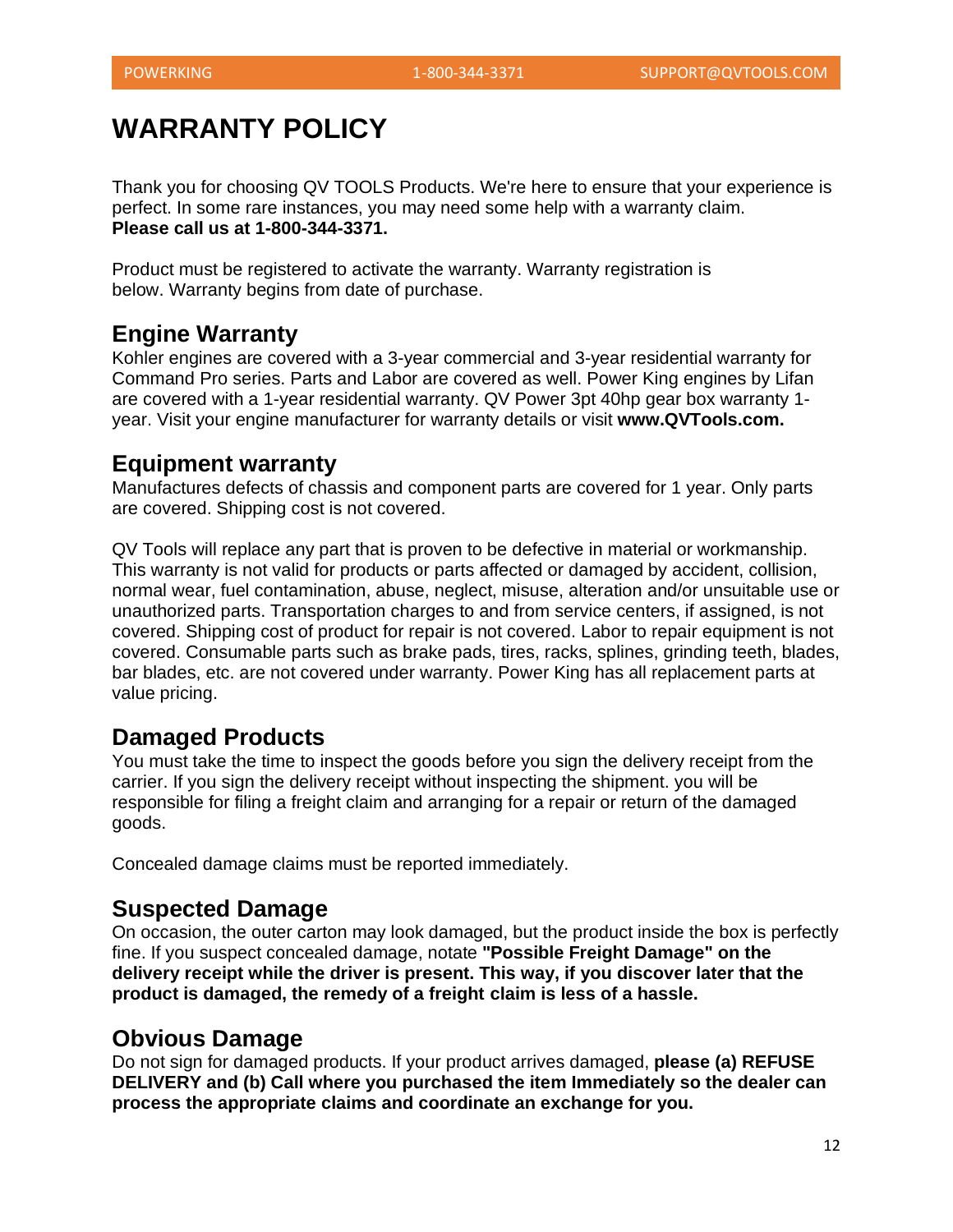# WARRANTY POLICY

Thank you for choosing QV TOOLS Products. We're here to ensure that your experience is perfect. In some rare instances, you may need some help with a warranty claim.
**Please call us at 1-800-344-3371.**

Product must be registered to activate the warranty. Warranty registration is below. Warranty begins from date of purchase.

## Engine Warranty

Kohler engines are covered with a 3-year commercial and 3-year residential warranty for Command Pro series. Parts and Labor are covered as well. Power King engines by Lifan are covered with a 1-year residential warranty. QV Power 3pt 40hp gear box warranty 1-year. Visit your engine manufacturer for warranty details or visit **www.QVTools.com.**

## Equipment warranty

Manufactures defects of chassis and component parts are covered for 1 year. Only parts are covered. Shipping cost is not covered.

QV Tools will replace any part that is proven to be defective in material or workmanship. This warranty is not valid for products or parts affected or damaged by accident, collision, normal wear, fuel contamination, abuse, neglect, misuse, alteration and/or unsuitable use or unauthorized parts. Transportation charges to and from service centers, if assigned, is not covered. Shipping cost of product for repair is not covered. Labor to repair equipment is not covered. Consumable parts such as brake pads, tires, racks, splines, grinding teeth, blades, bar blades, etc. are not covered under warranty. Power King has all replacement parts at value pricing.

## Damaged Products

You must take the time to inspect the goods before you sign the delivery receipt from the carrier. If you sign the delivery receipt without inspecting the shipment. you will be responsible for filing a freight claim and arranging for a repair or return of the damaged goods.

Concealed damage claims must be reported immediately.

## Suspected Damage

On occasion, the outer carton may look damaged, but the product inside the box is perfectly fine. If you suspect concealed damage, notate **"Possible Freight Damage" on the delivery receipt while the driver is present. This way, if you discover later that the product is damaged, the remedy of a freight claim is less of a hassle.**

## Obvious Damage

Do not sign for damaged products. If your product arrives damaged, **please (a) REFUSE DELIVERY and (b) Call where you purchased the item Immediately so the dealer can process the appropriate claims and coordinate an exchange for you.**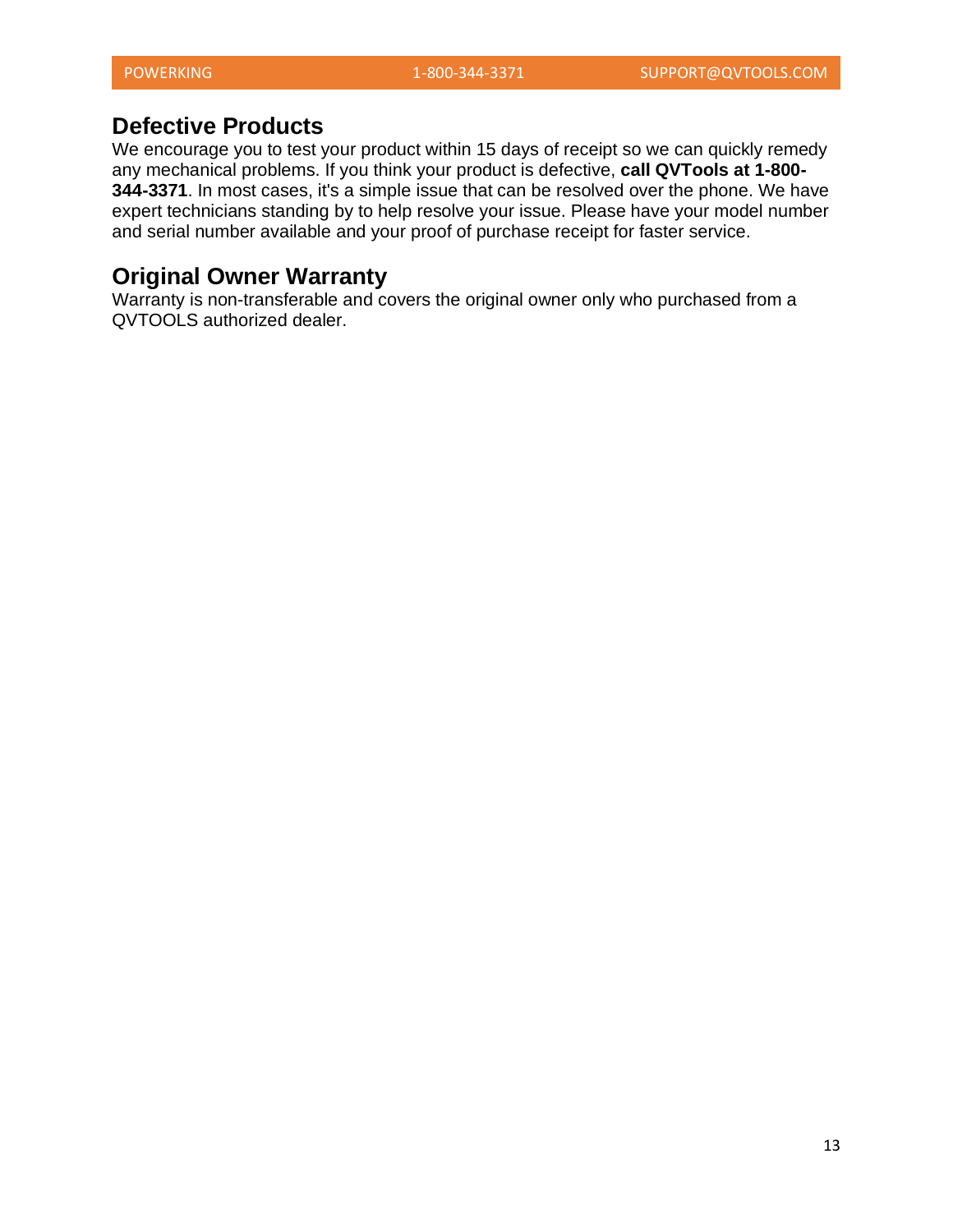## Defective Products

We encourage you to test your product within 15 days of receipt so we can quickly remedy any mechanical problems. If you think your product is defective, **call QVTools at 1-800-344-3371**. In most cases, it's a simple issue that can be resolved over the phone. We have expert technicians standing by to help resolve your issue. Please have your model number and serial number available and your proof of purchase receipt for faster service.

## Original Owner Warranty

Warranty is non-transferable and covers the original owner only who purchased from a QVTOOLS authorized dealer.